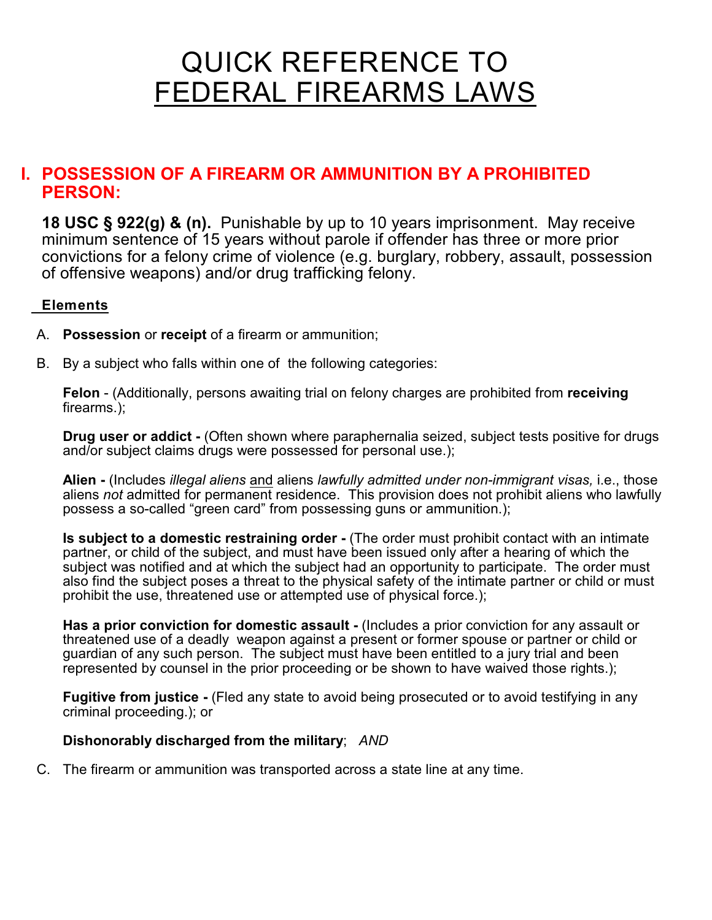# QUICK REFERENCE TO FEDERAL FIREARMS LAWS

## I. POSSESSION OF A FIREARM OR AMMUNITION BY A PROHIBITED PERSON:

**18 USC § 922(g) & (n).** Punishable by up to 10 years imprisonment. May receive minimum sentence of 15 years without parole if offender has three or more prior convictions for a felony crime of violence (e.g. burglary, robbery, assault, possession of offensive weapons) and/or drug trafficking felony.

**Elements**

A. **Possession** or **receipt** of a firearm or ammunition;

B. By a subject who falls within one of the following categories:

**Felon** - (Additionally, persons awaiting trial on felony charges are prohibited from **receiving** firearms.);

**Drug user or addict -** (Often shown where paraphernalia seized, subject tests positive for drugs and/or subject claims drugs were possessed for personal use.);

**Alien -** (Includes *illegal aliens* and aliens *lawfully admitted under non-immigrant visas,* i.e., those aliens *not* admitted for permanent residence. This provision does not prohibit aliens who lawfully possess a so-called "green card" from possessing guns or ammunition.);

**Is subject to a domestic restraining order -** (The order must prohibit contact with an intimate partner, or child of the subject, and must have been issued only after a hearing of which the subject was notified and at which the subject had an opportunity to participate. The order must also find the subject poses a threat to the physical safety of the intimate partner or child or must prohibit the use, threatened use or attempted use of physical force.);

**Has a prior conviction for domestic assault -** (Includes a prior conviction for any assault or threatened use of a deadly weapon against a present or former spouse or partner or child or guardian of any such person. The subject must have been entitled to a jury trial and been represented by counsel in the prior proceeding or be shown to have waived those rights.);

**Fugitive from justice -** (Fled any state to avoid being prosecuted or to avoid testifying in any criminal proceeding.); or

**Dishonorably discharged from the military**; *AND*

C. The firearm or ammunition was transported across a state line at any time.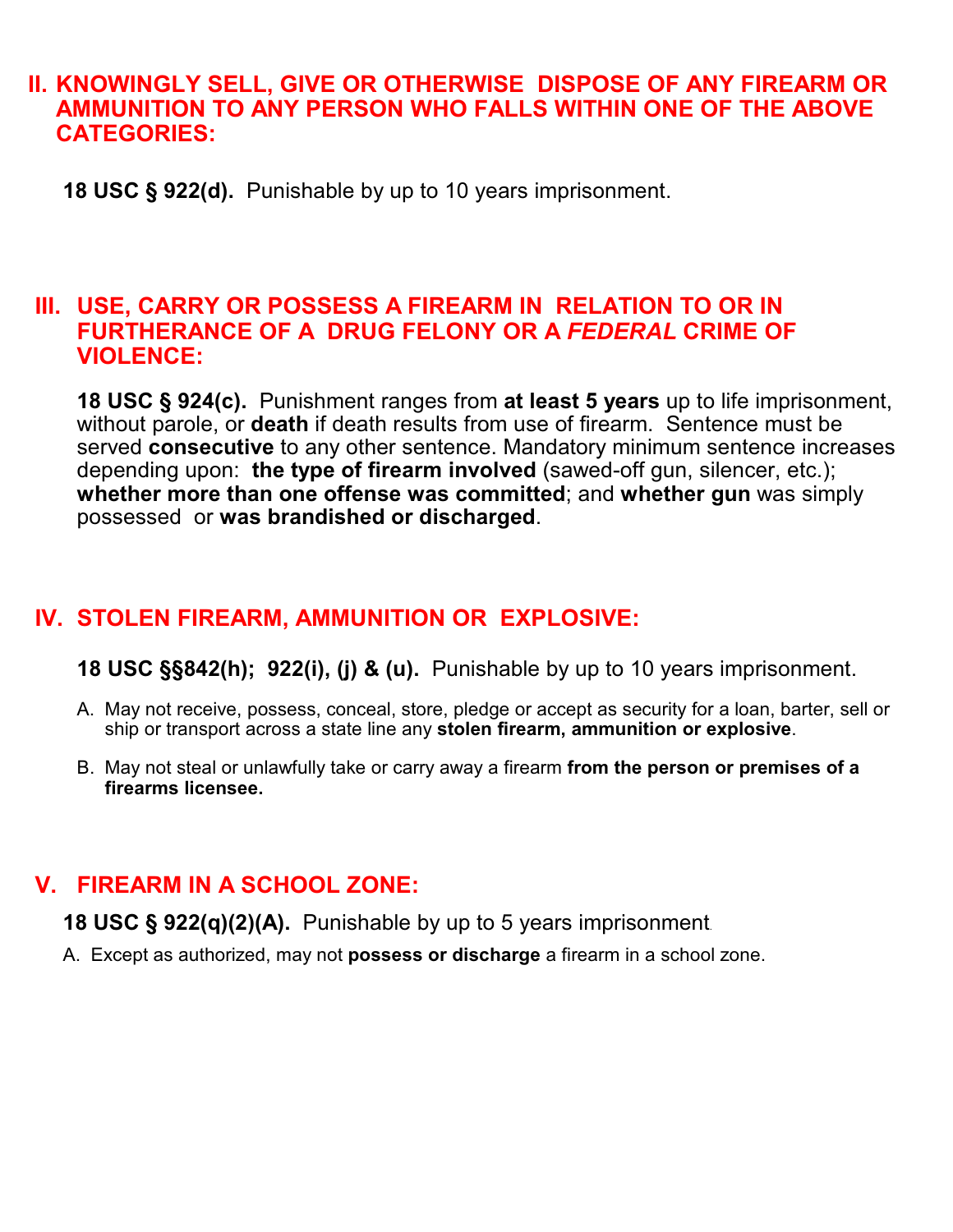## II. KNOWINGLY SELL, GIVE OR OTHERWISE DISPOSE OF ANY FIREARM OR AMMUNITION TO ANY PERSON WHO FALLS WITHIN ONE OF THE ABOVE CATEGORIES:

**18 USC § 922(d).** Punishable by up to 10 years imprisonment.

## III. USE, CARRY OR POSSESS A FIREARM IN RELATION TO OR IN FURTHERANCE OF A DRUG FELONY OR A *FEDERAL* CRIME OF VIOLENCE:

**18 USC § 924(c).** Punishment ranges from **at least 5 years** up to life imprisonment, without parole, or **death** if death results from use of firearm. Sentence must be served **consecutive** to any other sentence. Mandatory minimum sentence increases depending upon: **the type of firearm involved** (sawed-off gun, silencer, etc.); **whether more than one offense was committed**; and **whether gun** was simply possessed or **was brandished or discharged**.

## IV. STOLEN FIREARM, AMMUNITION OR EXPLOSIVE:

**18 USC §§842(h); 922(i), (j) & (u).** Punishable by up to 10 years imprisonment.

A. May not receive, possess, conceal, store, pledge or accept as security for a loan, barter, sell or ship or transport across a state line any **stolen firearm, ammunition or explosive**.

B. May not steal or unlawfully take or carry away a firearm **from the person or premises of a firearms licensee.**

## V. FIREARM IN A SCHOOL ZONE:

**18 USC § 922(q)(2)(A).** Punishable by up to 5 years imprisonment.

A. Except as authorized, may not **possess or discharge** a firearm in a school zone.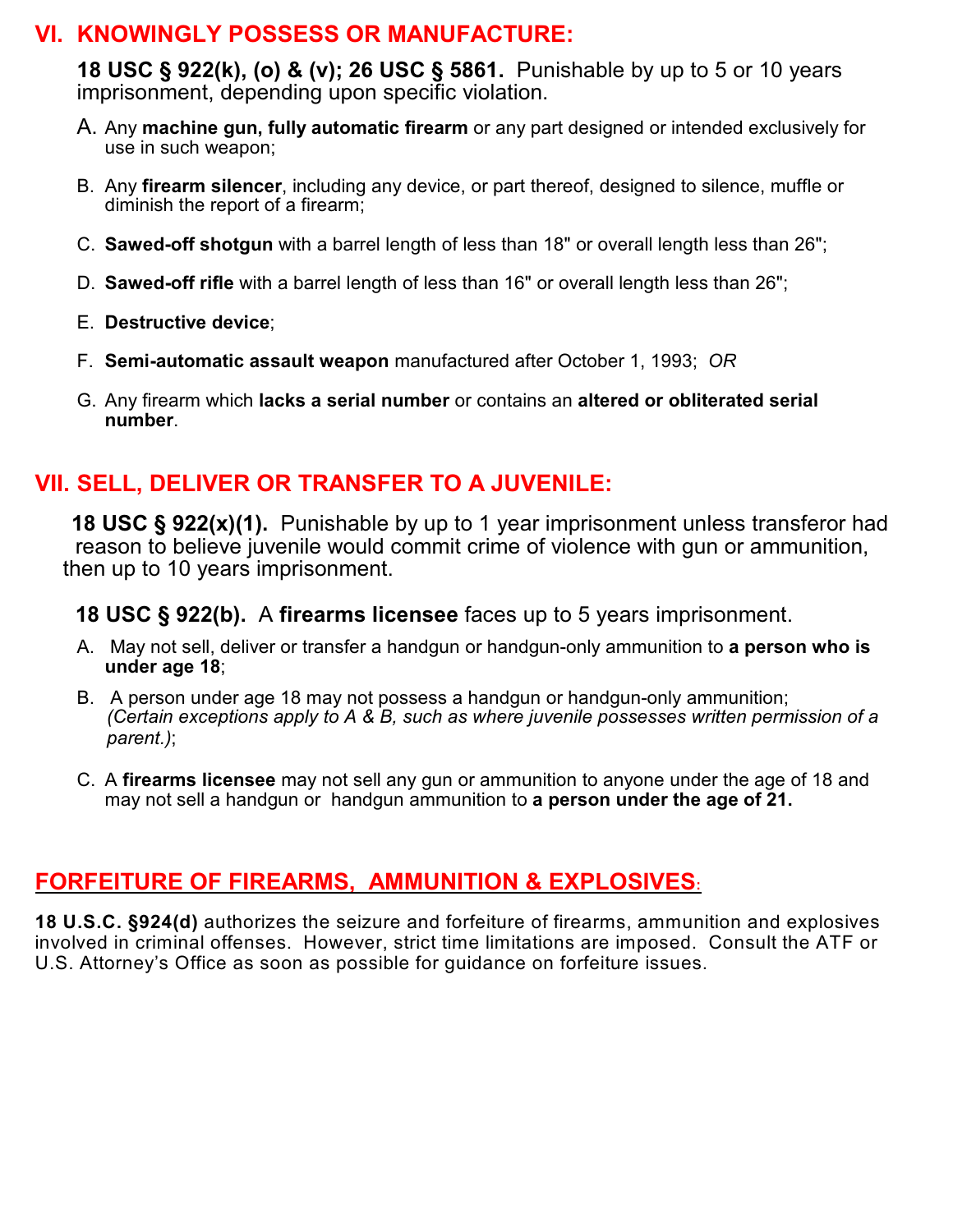## VI. KNOWINGLY POSSESS OR MANUFACTURE:

**18 USC § 922(k), (o) & (v); 26 USC § 5861.** Punishable by up to 5 or 10 years imprisonment, depending upon specific violation.

A. Any **machine gun, fully automatic firearm** or any part designed or intended exclusively for use in such weapon;

B. Any **firearm silencer**, including any device, or part thereof, designed to silence, muffle or diminish the report of a firearm;

C. **Sawed-off shotgun** with a barrel length of less than 18" or overall length less than 26";

D. **Sawed-off rifle** with a barrel length of less than 16" or overall length less than 26";

E. **Destructive device**;

F. **Semi-automatic assault weapon** manufactured after October 1, 1993; *OR*

G. Any firearm which **lacks a serial number** or contains an **altered or obliterated serial number**.

## VII. SELL, DELIVER OR TRANSFER TO A JUVENILE:

**18 USC § 922(x)(1).** Punishable by up to 1 year imprisonment unless transferor had reason to believe juvenile would commit crime of violence with gun or ammunition, then up to 10 years imprisonment.

**18 USC § 922(b).** A **firearms licensee** faces up to 5 years imprisonment.

A. May not sell, deliver or transfer a handgun or handgun-only ammunition to **a person who is under age 18**;

B. A person under age 18 may not possess a handgun or handgun-only ammunition; *(Certain exceptions apply to A & B, such as where juvenile possesses written permission of a parent.)*;

C. A **firearms licensee** may not sell any gun or ammunition to anyone under the age of 18 and may not sell a handgun or handgun ammunition to **a person under the age of 21.**

## FORFEITURE OF FIREARMS, AMMUNITION & EXPLOSIVES:

**18 U.S.C. §924(d)** authorizes the seizure and forfeiture of firearms, ammunition and explosives involved in criminal offenses. However, strict time limitations are imposed. Consult the ATF or U.S. Attorney's Office as soon as possible for guidance on forfeiture issues.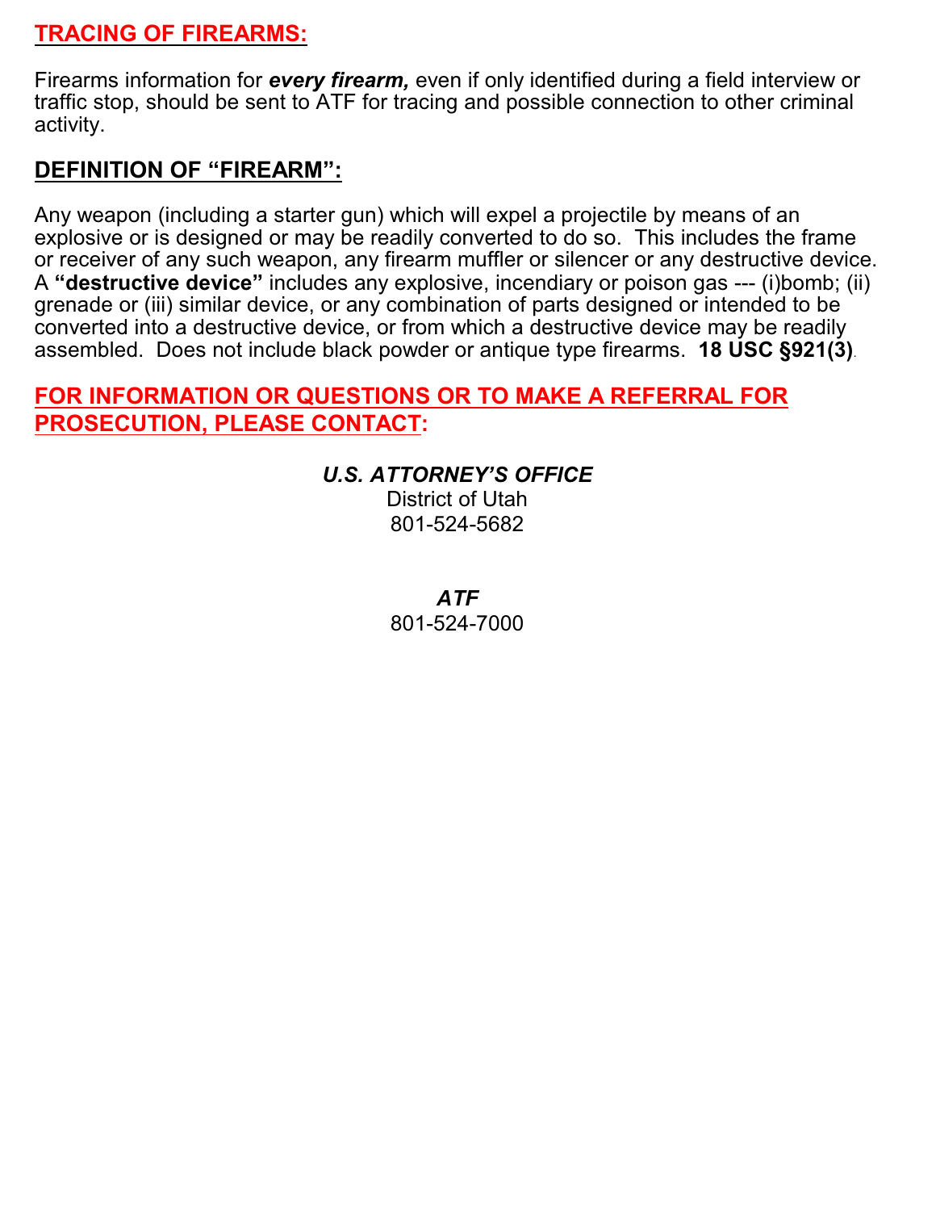## TRACING OF FIREARMS:

Firearms information for ***every firearm,*** even if only identified during a field interview or traffic stop, should be sent to ATF for tracing and possible connection to other criminal activity.

## DEFINITION OF "FIREARM":

Any weapon (including a starter gun) which will expel a projectile by means of an explosive or is designed or may be readily converted to do so. This includes the frame or receiver of any such weapon, any firearm muffler or silencer or any destructive device. A **"destructive device"** includes any explosive, incendiary or poison gas --- (i)bomb; (ii) grenade or (iii) similar device, or any combination of parts designed or intended to be converted into a destructive device, or from which a destructive device may be readily assembled. Does not include black powder or antique type firearms. **18 USC §921(3)**.

## FOR INFORMATION OR QUESTIONS OR TO MAKE A REFERRAL FOR PROSECUTION, PLEASE CONTACT:

***U.S. ATTORNEY'S OFFICE***
District of Utah
801-524-5682

***ATF***
801-524-7000